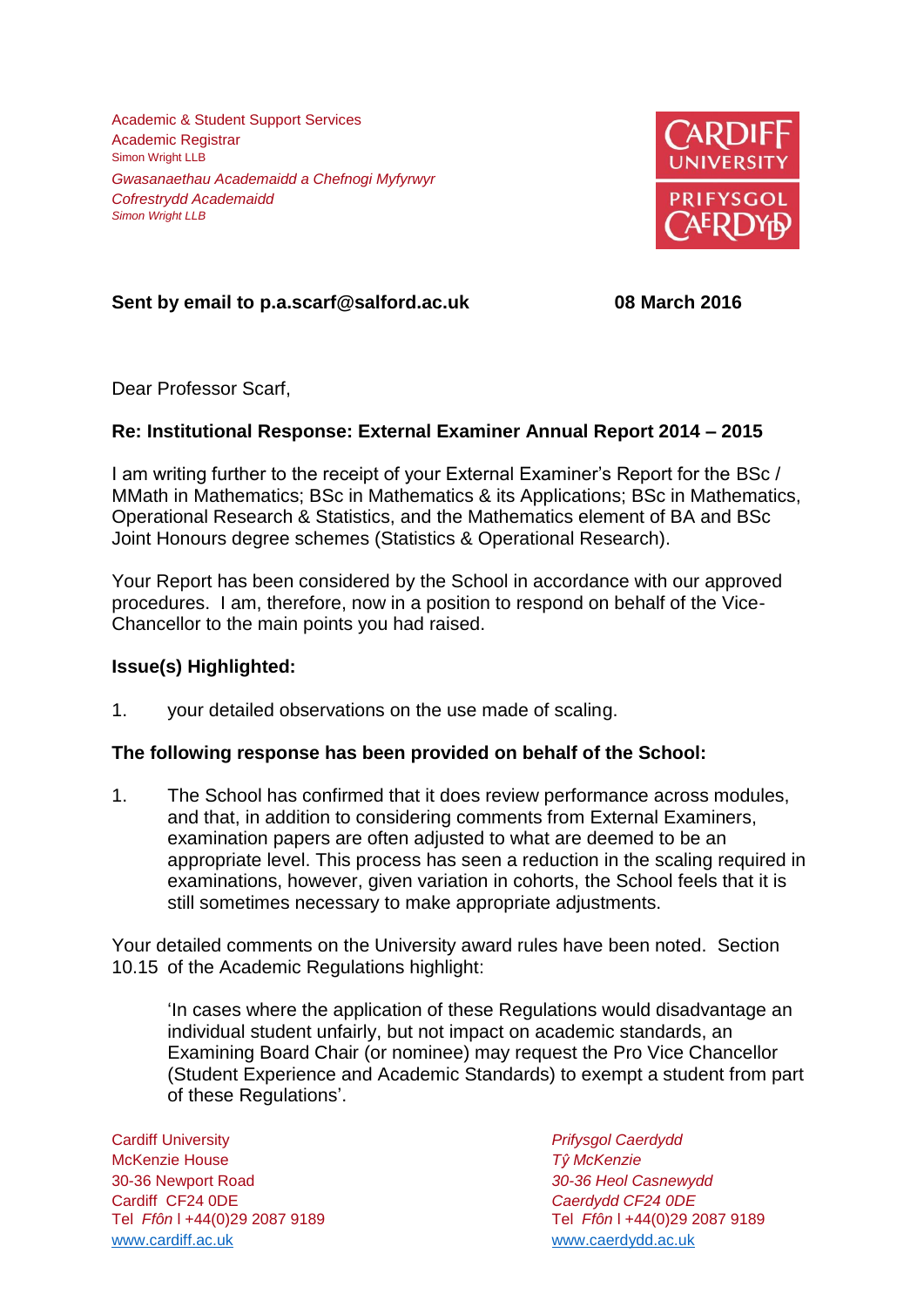Academic & Student Support Services
Academic Registrar
Simon Wright LLB

*Gwasanaethau Academaidd a Chefnogi Myfyrwyr*
*Cofrestrydd Academaidd*
*Simon Wright LLB*

CARDIFF UNIVERSITY
PRIFYSGOL CAERDYDD

**Sent by email to p.a.scarf@salford.ac.uk** **08 March 2016**

Dear Professor Scarf,

**Re: Institutional Response: External Examiner Annual Report 2014 – 2015**

I am writing further to the receipt of your External Examiner's Report for the BSc / MMath in Mathematics; BSc in Mathematics & its Applications; BSc in Mathematics, Operational Research & Statistics, and the Mathematics element of BA and BSc Joint Honours degree schemes (Statistics & Operational Research).

Your Report has been considered by the School in accordance with our approved procedures. I am, therefore, now in a position to respond on behalf of the Vice-Chancellor to the main points you had raised.

**Issue(s) Highlighted:**

1. your detailed observations on the use made of scaling.

**The following response has been provided on behalf of the School:**

1. The School has confirmed that it does review performance across modules, and that, in addition to considering comments from External Examiners, examination papers are often adjusted to what are deemed to be an appropriate level. This process has seen a reduction in the scaling required in examinations, however, given variation in cohorts, the School feels that it is still sometimes necessary to make appropriate adjustments.

Your detailed comments on the University award rules have been noted. Section 10.15 of the Academic Regulations highlight:

> 'In cases where the application of these Regulations would disadvantage an individual student unfairly, but not impact on academic standards, an Examining Board Chair (or nominee) may request the Pro Vice Chancellor (Student Experience and Academic Standards) to exempt a student from part of these Regulations'.

Cardiff University
McKenzie House
30-36 Newport Road
Cardiff CF24 0DE
Tel *Ffôn* l +44(0)29 2087 9189
www.cardiff.ac.uk

*Prifysgol Caerdydd*
*Tŷ McKenzie*
*30-36 Heol Casnewydd*
*Caerdydd CF24 0DE*
Tel *Ffôn* l +44(0)29 2087 9189
www.caerdydd.ac.uk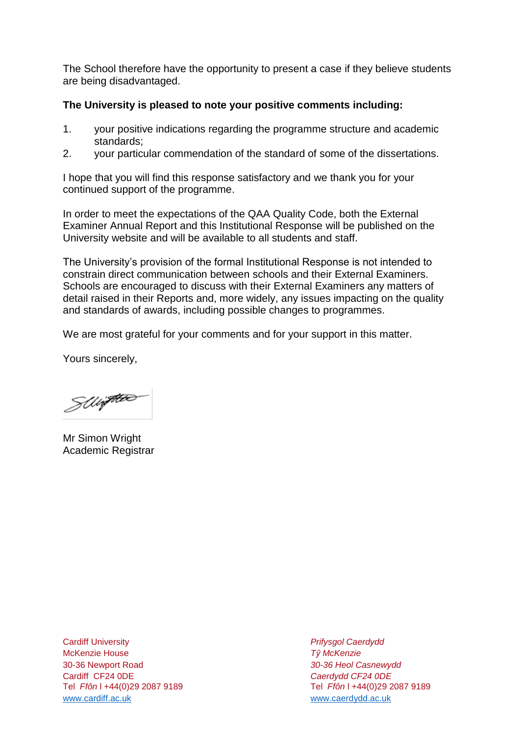The School therefore have the opportunity to present a case if they believe students are being disadvantaged.

**The University is pleased to note your positive comments including:**

1. your positive indications regarding the programme structure and academic standards;
2. your particular commendation of the standard of some of the dissertations.

I hope that you will find this response satisfactory and we thank you for your continued support of the programme.

In order to meet the expectations of the QAA Quality Code, both the External Examiner Annual Report and this Institutional Response will be published on the University website and will be available to all students and staff.

The University's provision of the formal Institutional Response is not intended to constrain direct communication between schools and their External Examiners. Schools are encouraged to discuss with their External Examiners any matters of detail raised in their Reports and, more widely, any issues impacting on the quality and standards of awards, including possible changes to programmes.

We are most grateful for your comments and for your support in this matter.

Yours sincerely,

Mr Simon Wright
Academic Registrar

Cardiff University
McKenzie House
30-36 Newport Road
Cardiff CF24 0DE
Tel *Ffôn* l +44(0)29 2087 9189
www.cardiff.ac.uk

*Prifysgol Caerdydd*
*Tŷ McKenzie*
*30-36 Heol Casnewydd*
*Caerdydd CF24 0DE*
Tel *Ffôn* l +44(0)29 2087 9189
www.caerdydd.ac.uk